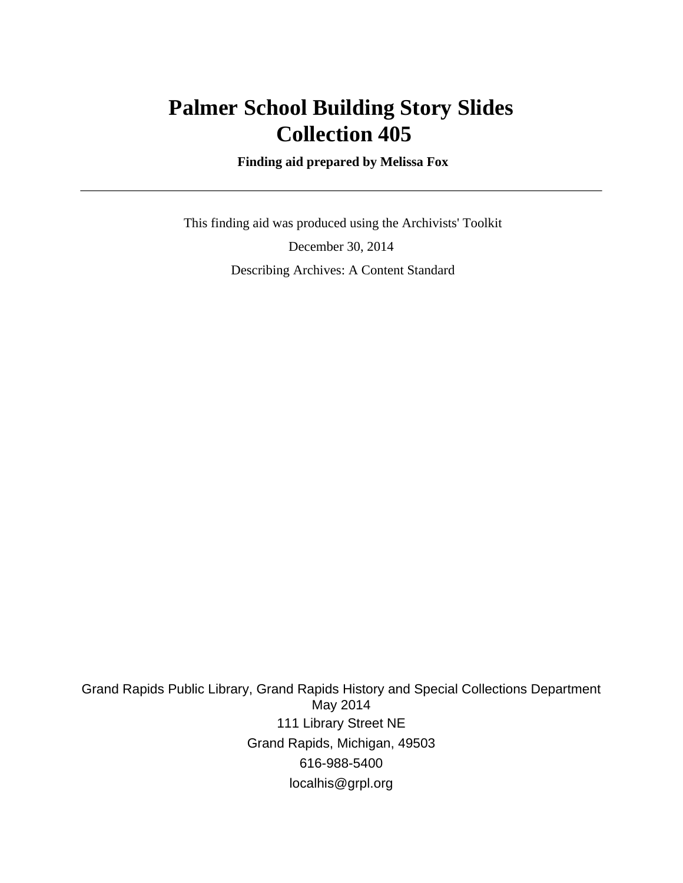# Palmer School Building Story Slides
# Collection 405

**Finding aid prepared by Melissa Fox**

---

This finding aid was produced using the Archivists' Toolkit

December 30, 2014

Describing Archives: A Content Standard

Grand Rapids Public Library, Grand Rapids History and Special Collections Department
May 2014
111 Library Street NE
Grand Rapids, Michigan, 49503
616-988-5400
localhis@grpl.org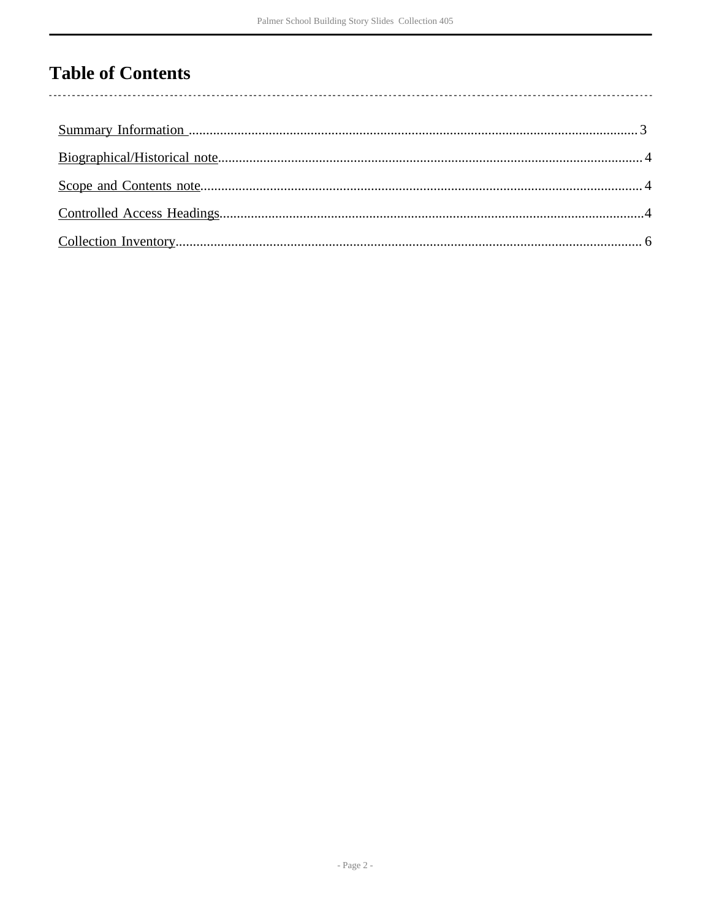# Table of Contents

Summary Information .......... 3

Biographical/Historical note .......... 4

Scope and Contents note .......... 4

Controlled Access Headings .......... 4

Collection Inventory .......... 6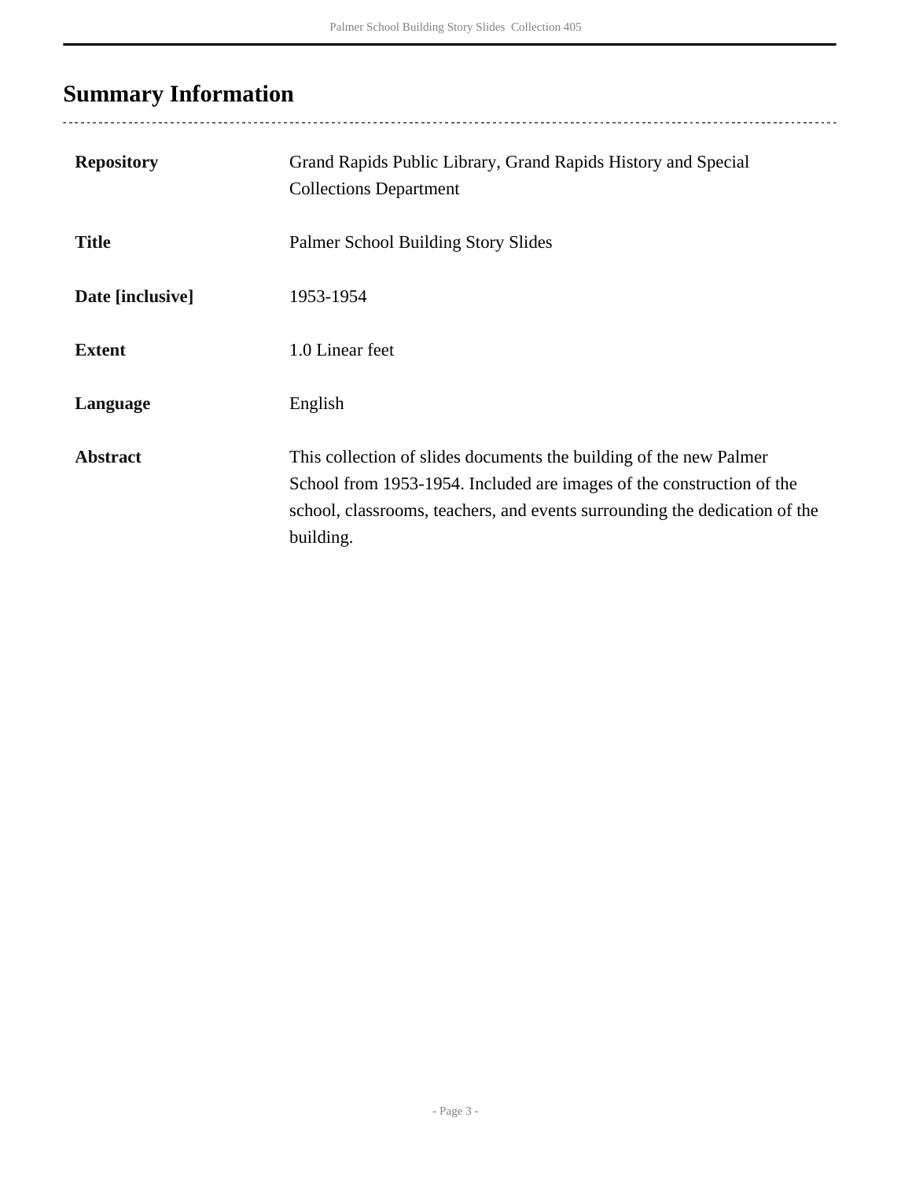## Summary Information

| | |
|---|---|
| **Repository** | Grand Rapids Public Library, Grand Rapids History and Special Collections Department |
| **Title** | Palmer School Building Story Slides |
| **Date [inclusive]** | 1953-1954 |
| **Extent** | 1.0 Linear feet |
| **Language** | English |
| **Abstract** | This collection of slides documents the building of the new Palmer School from 1953-1954. Included are images of the construction of the school, classrooms, teachers, and events surrounding the dedication of the building. |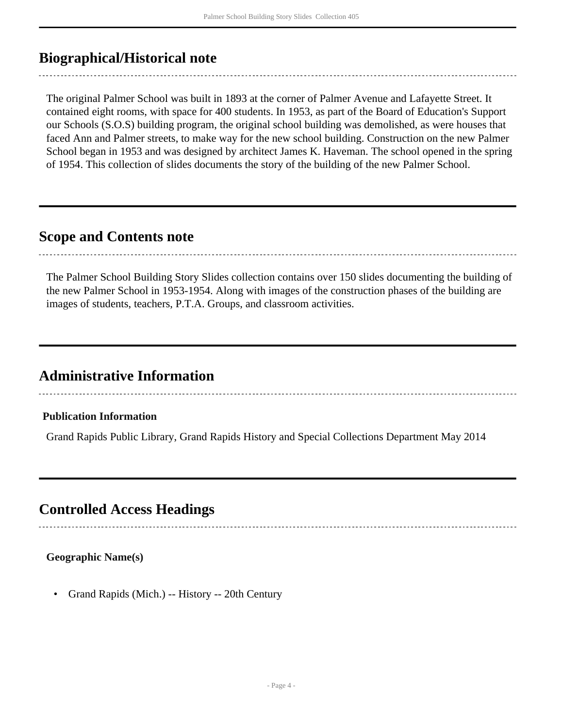## Biographical/Historical note

The original Palmer School was built in 1893 at the corner of Palmer Avenue and Lafayette Street. It contained eight rooms, with space for 400 students. In 1953, as part of the Board of Education's Support our Schools (S.O.S) building program, the original school building was demolished, as were houses that faced Ann and Palmer streets, to make way for the new school building. Construction on the new Palmer School began in 1953 and was designed by architect James K. Haveman. The school opened in the spring of 1954. This collection of slides documents the story of the building of the new Palmer School.

## Scope and Contents note

The Palmer School Building Story Slides collection contains over 150 slides documenting the building of the new Palmer School in 1953-1954. Along with images of the construction phases of the building are images of students, teachers, P.T.A. Groups, and classroom activities.

## Administrative Information

**Publication Information**

Grand Rapids Public Library, Grand Rapids History and Special Collections Department May 2014

## Controlled Access Headings

**Geographic Name(s)**

- Grand Rapids (Mich.) -- History -- 20th Century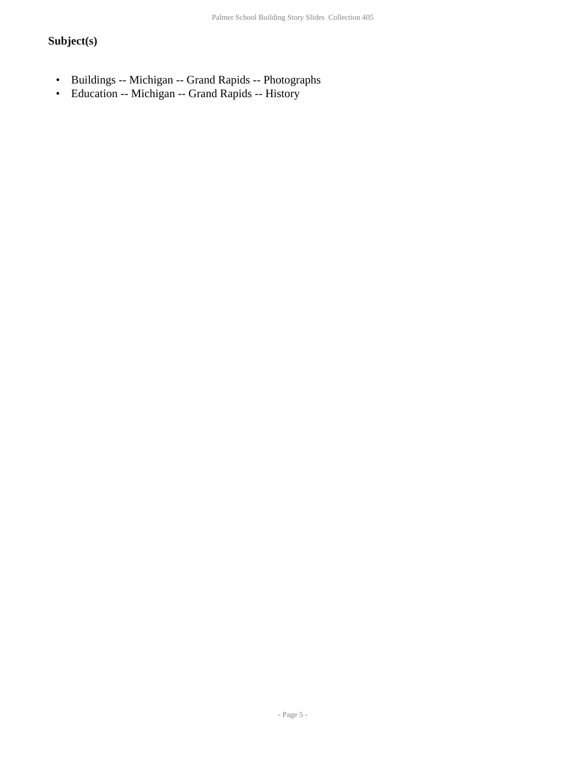## Subject(s)

- Buildings -- Michigan -- Grand Rapids -- Photographs
- Education -- Michigan -- Grand Rapids -- History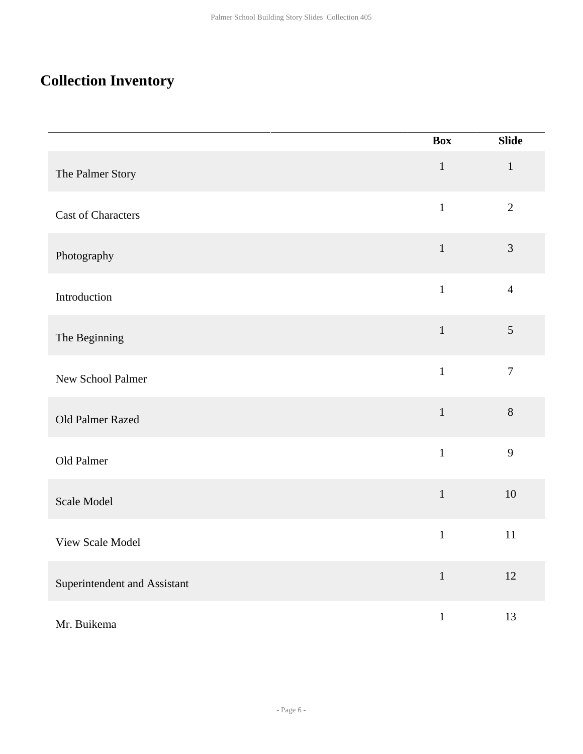## Collection Inventory

| | Box | Slide |
|---|---|---|
| The Palmer Story | 1 | 1 |
| Cast of Characters | 1 | 2 |
| Photography | 1 | 3 |
| Introduction | 1 | 4 |
| The Beginning | 1 | 5 |
| New School Palmer | 1 | 7 |
| Old Palmer Razed | 1 | 8 |
| Old Palmer | 1 | 9 |
| Scale Model | 1 | 10 |
| View Scale Model | 1 | 11 |
| Superintendent and Assistant | 1 | 12 |
| Mr. Buikema | 1 | 13 |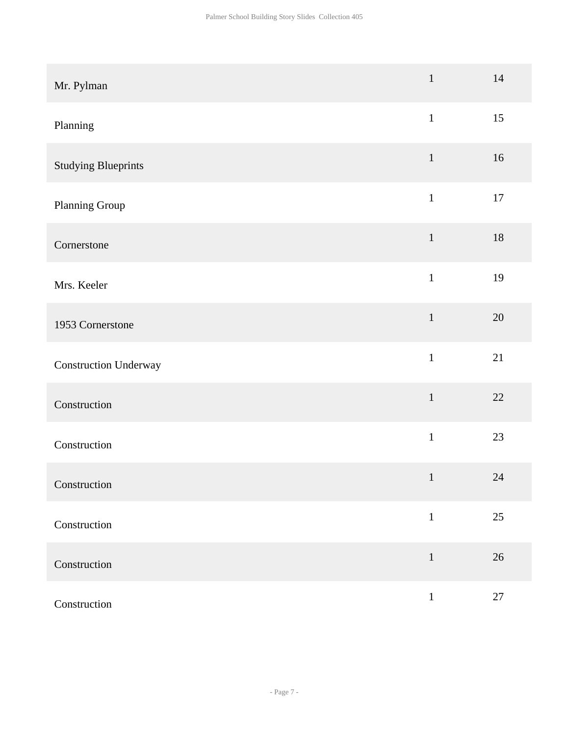| | | |
|---|---|---|
| Mr. Pylman | 1 | 14 |
| Planning | 1 | 15 |
| Studying Blueprints | 1 | 16 |
| Planning Group | 1 | 17 |
| Cornerstone | 1 | 18 |
| Mrs. Keeler | 1 | 19 |
| 1953 Cornerstone | 1 | 20 |
| Construction Underway | 1 | 21 |
| Construction | 1 | 22 |
| Construction | 1 | 23 |
| Construction | 1 | 24 |
| Construction | 1 | 25 |
| Construction | 1 | 26 |
| Construction | 1 | 27 |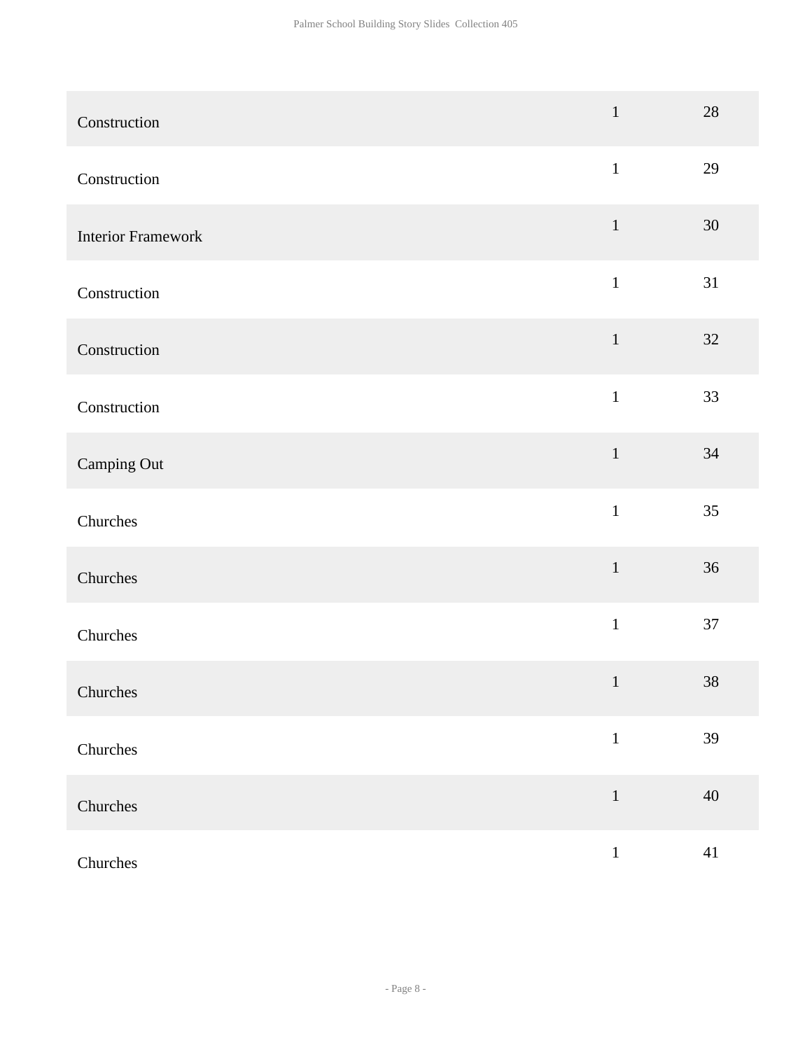| | | |
|---|---|---|
| Construction | 1 | 28 |
| Construction | 1 | 29 |
| Interior Framework | 1 | 30 |
| Construction | 1 | 31 |
| Construction | 1 | 32 |
| Construction | 1 | 33 |
| Camping Out | 1 | 34 |
| Churches | 1 | 35 |
| Churches | 1 | 36 |
| Churches | 1 | 37 |
| Churches | 1 | 38 |
| Churches | 1 | 39 |
| Churches | 1 | 40 |
| Churches | 1 | 41 |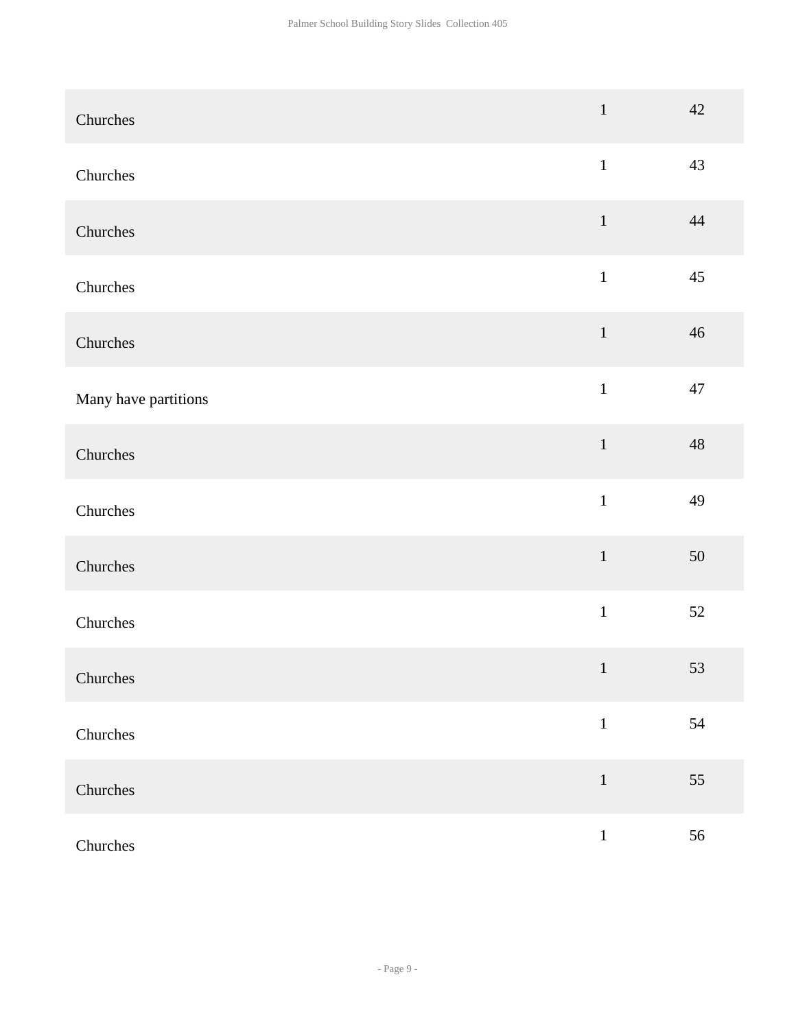| | | |
|---|---|---|
| Churches | 1 | 42 |
| Churches | 1 | 43 |
| Churches | 1 | 44 |
| Churches | 1 | 45 |
| Churches | 1 | 46 |
| Many have partitions | 1 | 47 |
| Churches | 1 | 48 |
| Churches | 1 | 49 |
| Churches | 1 | 50 |
| Churches | 1 | 52 |
| Churches | 1 | 53 |
| Churches | 1 | 54 |
| Churches | 1 | 55 |
| Churches | 1 | 56 |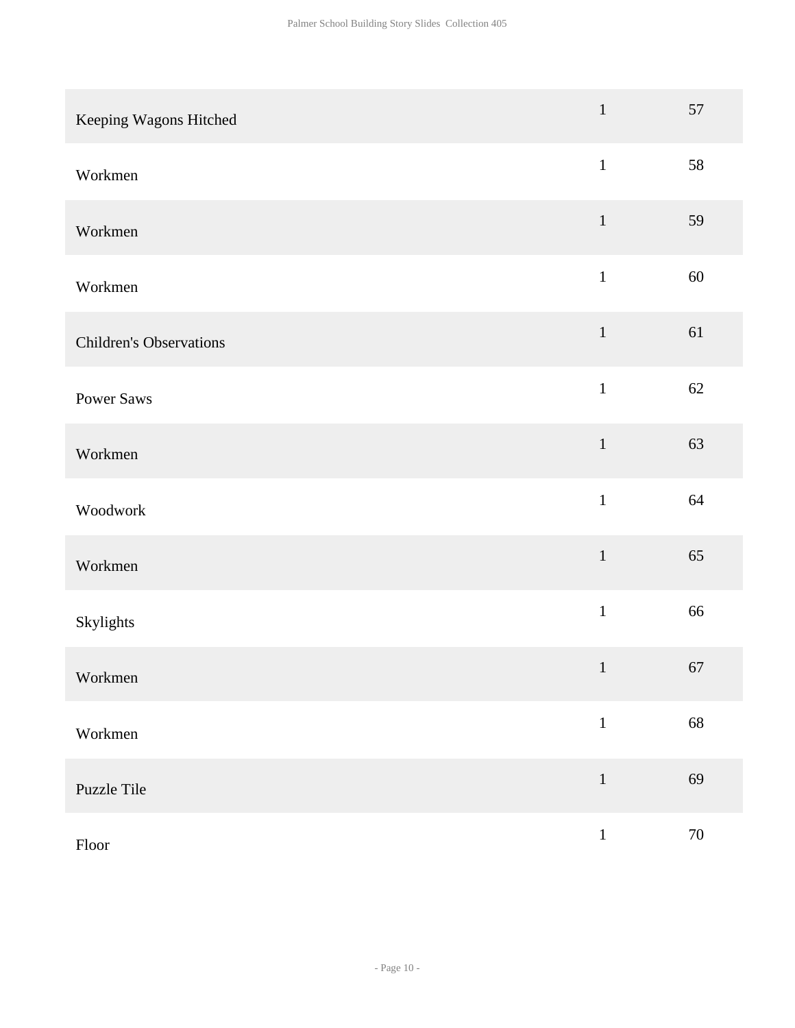| | | |
|---|---|---|
| Keeping Wagons Hitched | 1 | 57 |
| Workmen | 1 | 58 |
| Workmen | 1 | 59 |
| Workmen | 1 | 60 |
| Children's Observations | 1 | 61 |
| Power Saws | 1 | 62 |
| Workmen | 1 | 63 |
| Woodwork | 1 | 64 |
| Workmen | 1 | 65 |
| Skylights | 1 | 66 |
| Workmen | 1 | 67 |
| Workmen | 1 | 68 |
| Puzzle Tile | 1 | 69 |
| Floor | 1 | 70 |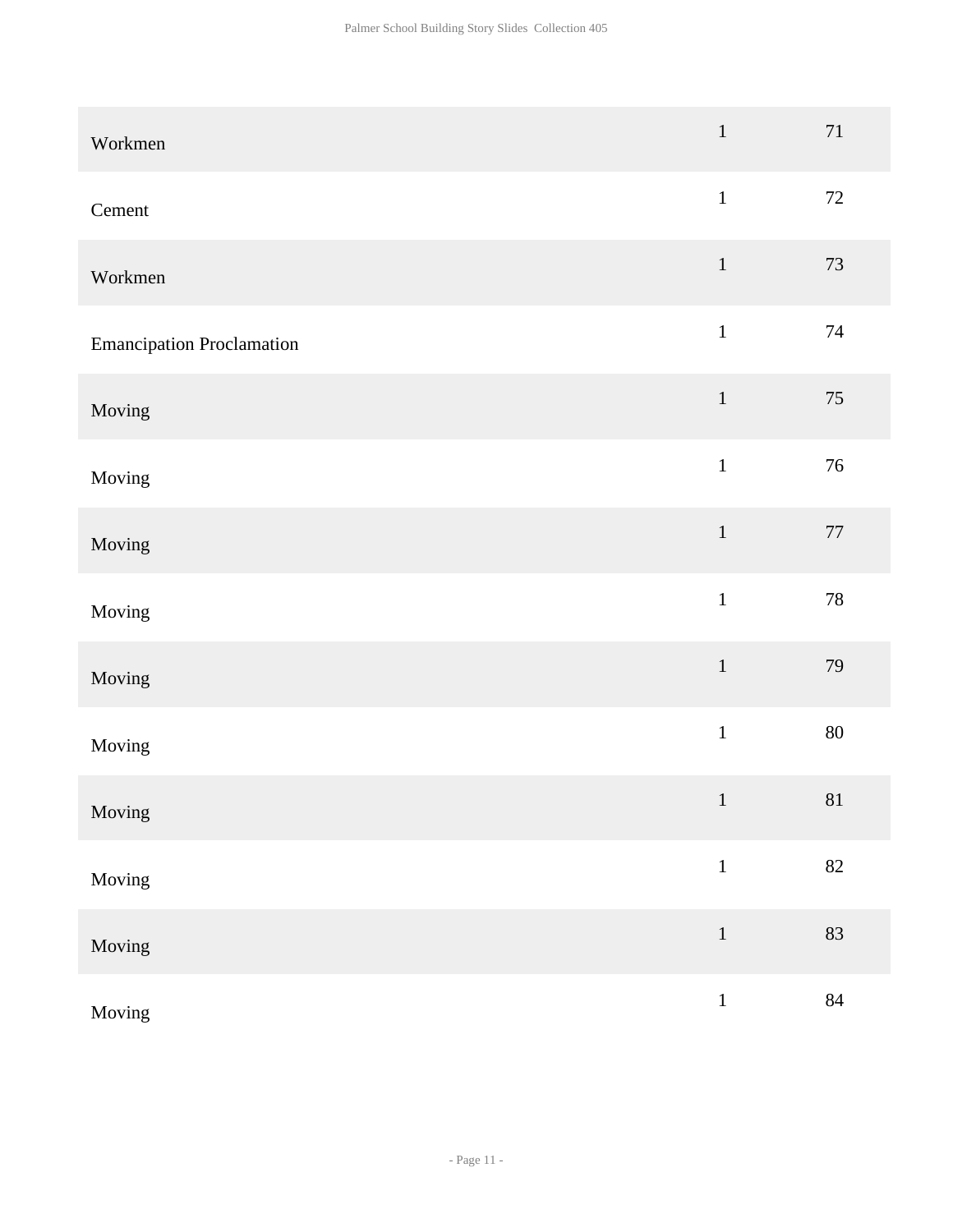| | | |
|---|---|---|
| Workmen | 1 | 71 |
| Cement | 1 | 72 |
| Workmen | 1 | 73 |
| Emancipation Proclamation | 1 | 74 |
| Moving | 1 | 75 |
| Moving | 1 | 76 |
| Moving | 1 | 77 |
| Moving | 1 | 78 |
| Moving | 1 | 79 |
| Moving | 1 | 80 |
| Moving | 1 | 81 |
| Moving | 1 | 82 |
| Moving | 1 | 83 |
| Moving | 1 | 84 |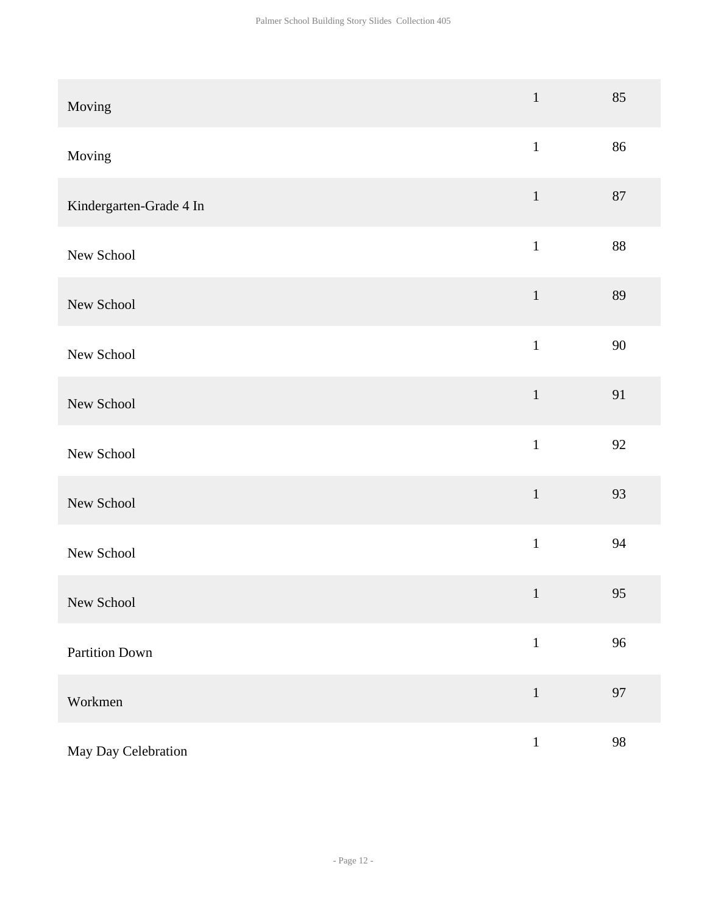| | | |
|---|---|---|
| Moving | 1 | 85 |
| Moving | 1 | 86 |
| Kindergarten-Grade 4 In | 1 | 87 |
| New School | 1 | 88 |
| New School | 1 | 89 |
| New School | 1 | 90 |
| New School | 1 | 91 |
| New School | 1 | 92 |
| New School | 1 | 93 |
| New School | 1 | 94 |
| New School | 1 | 95 |
| Partition Down | 1 | 96 |
| Workmen | 1 | 97 |
| May Day Celebration | 1 | 98 |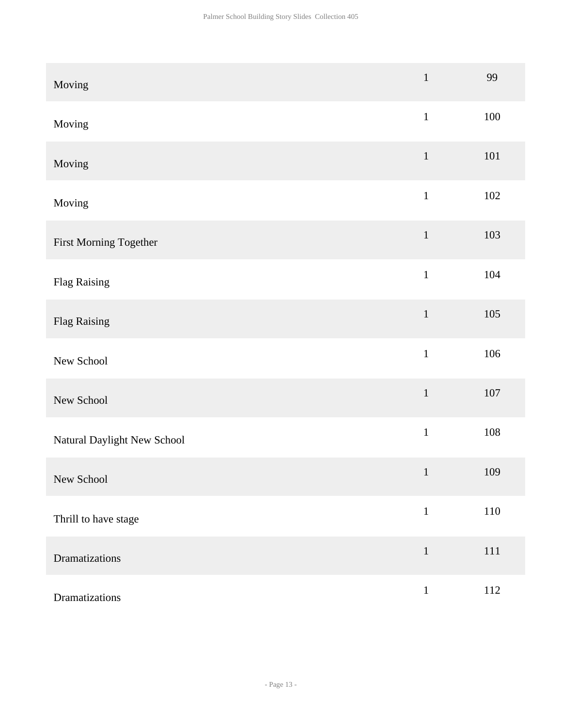| | | |
|---|---|---|
| Moving | 1 | 99 |
| Moving | 1 | 100 |
| Moving | 1 | 101 |
| Moving | 1 | 102 |
| First Morning Together | 1 | 103 |
| Flag Raising | 1 | 104 |
| Flag Raising | 1 | 105 |
| New School | 1 | 106 |
| New School | 1 | 107 |
| Natural Daylight New School | 1 | 108 |
| New School | 1 | 109 |
| Thrill to have stage | 1 | 110 |
| Dramatizations | 1 | 111 |
| Dramatizations | 1 | 112 |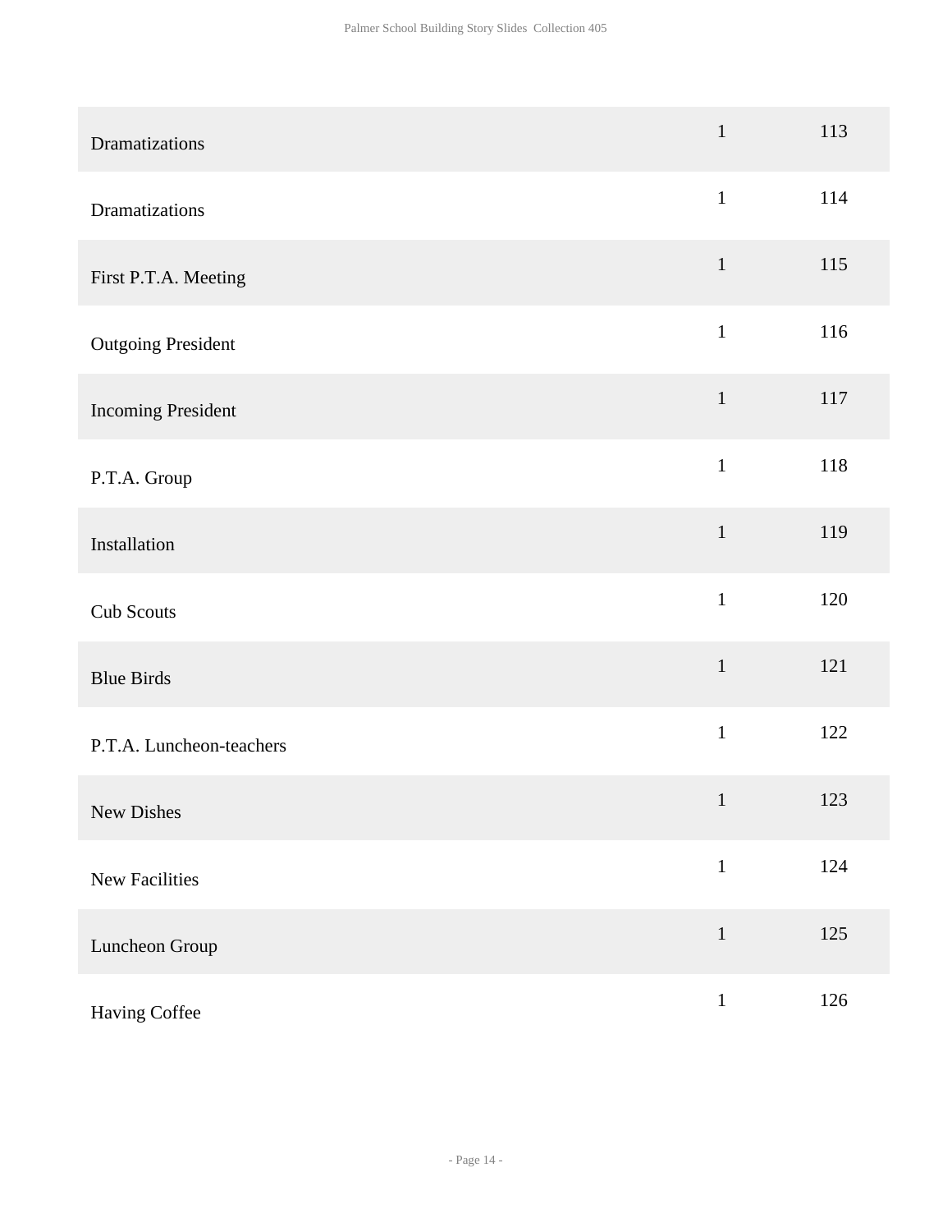| | | |
|---|---|---|
| Dramatizations | 1 | 113 |
| Dramatizations | 1 | 114 |
| First P.T.A. Meeting | 1 | 115 |
| Outgoing President | 1 | 116 |
| Incoming President | 1 | 117 |
| P.T.A. Group | 1 | 118 |
| Installation | 1 | 119 |
| Cub Scouts | 1 | 120 |
| Blue Birds | 1 | 121 |
| P.T.A. Luncheon-teachers | 1 | 122 |
| New Dishes | 1 | 123 |
| New Facilities | 1 | 124 |
| Luncheon Group | 1 | 125 |
| Having Coffee | 1 | 126 |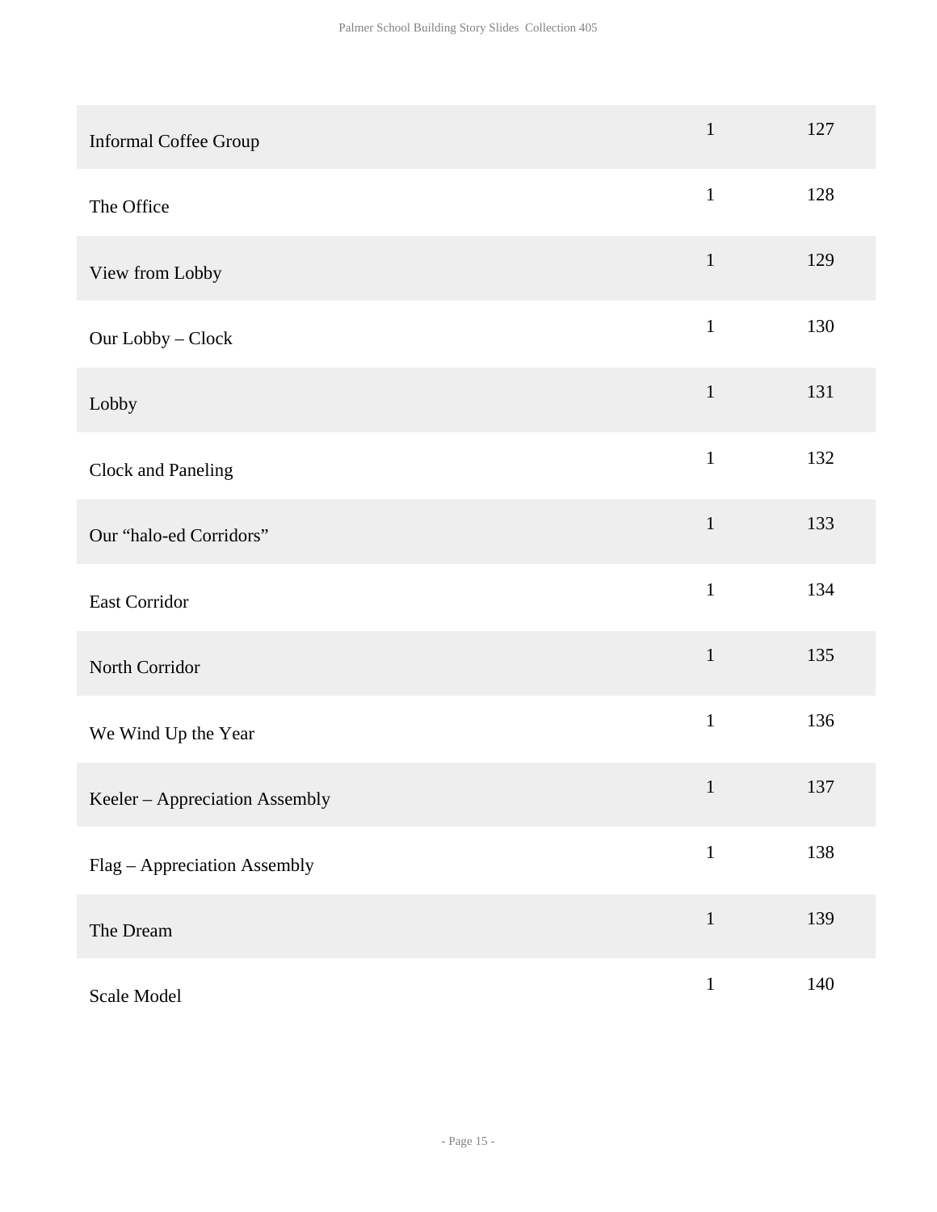| | | |
|---|---|---|
| Informal Coffee Group | 1 | 127 |
| The Office | 1 | 128 |
| View from Lobby | 1 | 129 |
| Our Lobby – Clock | 1 | 130 |
| Lobby | 1 | 131 |
| Clock and Paneling | 1 | 132 |
| Our “halo-ed Corridors” | 1 | 133 |
| East Corridor | 1 | 134 |
| North Corridor | 1 | 135 |
| We Wind Up the Year | 1 | 136 |
| Keeler – Appreciation Assembly | 1 | 137 |
| Flag – Appreciation Assembly | 1 | 138 |
| The Dream | 1 | 139 |
| Scale Model | 1 | 140 |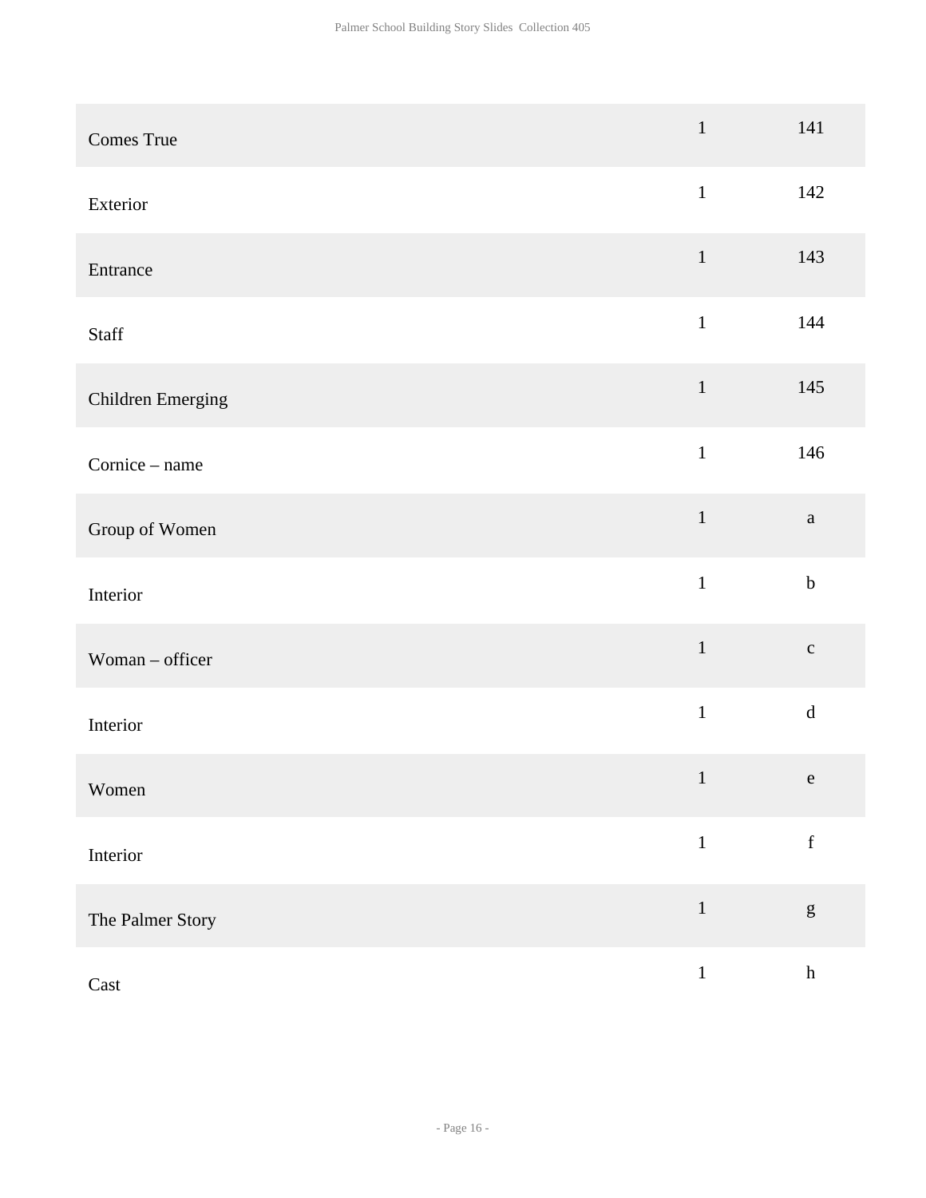| | | |
|---|---|---|
| Comes True | 1 | 141 |
| Exterior | 1 | 142 |
| Entrance | 1 | 143 |
| Staff | 1 | 144 |
| Children Emerging | 1 | 145 |
| Cornice – name | 1 | 146 |
| Group of Women | 1 | a |
| Interior | 1 | b |
| Woman – officer | 1 | c |
| Interior | 1 | d |
| Women | 1 | e |
| Interior | 1 | f |
| The Palmer Story | 1 | g |
| Cast | 1 | h |